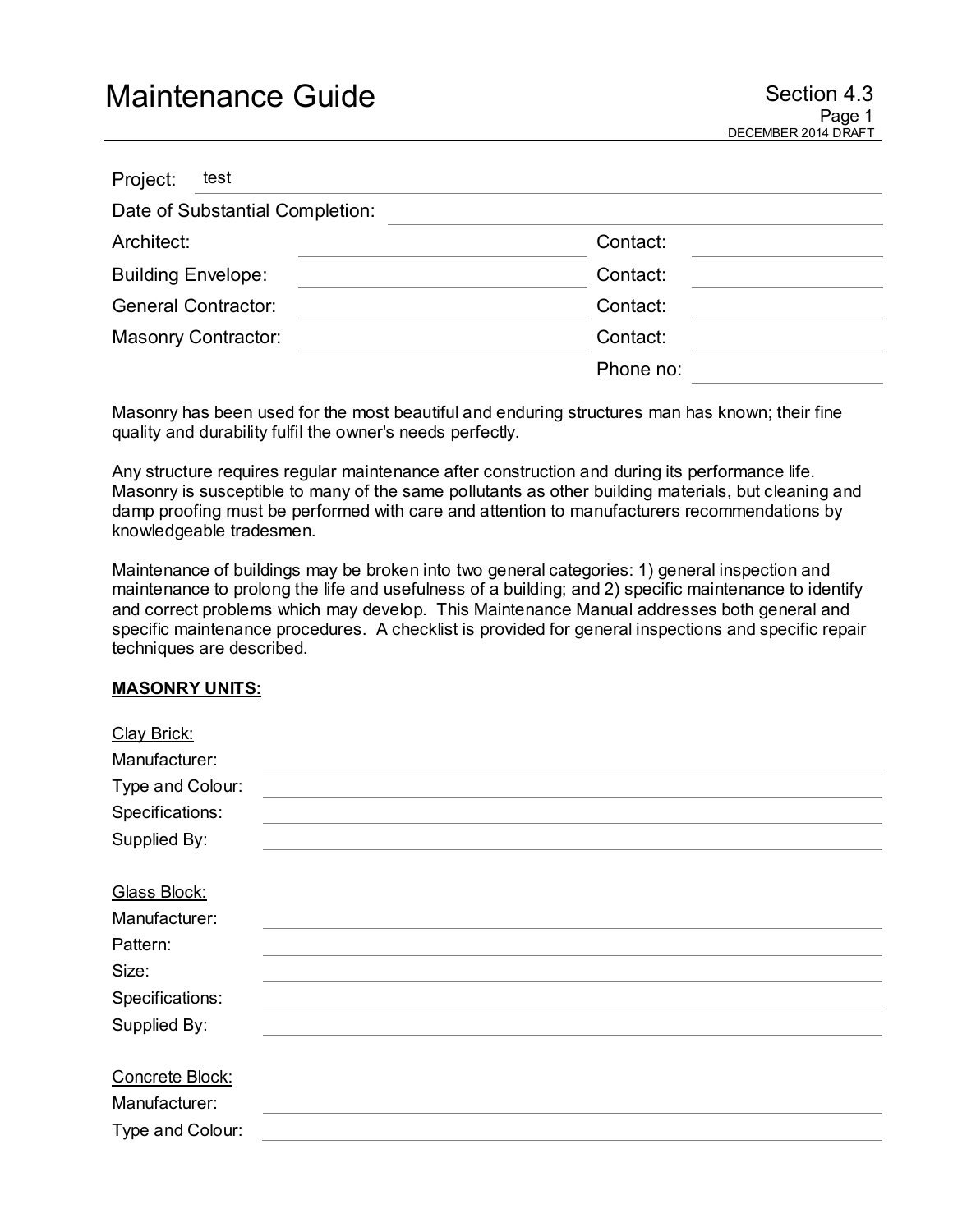# Maintenance Guide

Section 4.3

DECEMBER 2014 DRAFT

Project: test

Date of Substantial Completion:

| | | | |
|---|---|---|---|
| Architect: | | Contact: | |
| Building Envelope: | | Contact: | |
| General Contractor: | | Contact: | |
| Masonry Contractor: | | Contact: | |
| | | Phone no: | |

Masonry has been used for the most beautiful and enduring structures man has known; their fine quality and durability fulfil the owner's needs perfectly.

Any structure requires regular maintenance after construction and during its performance life. Masonry is susceptible to many of the same pollutants as other building materials, but cleaning and damp proofing must be performed with care and attention to manufacturers recommendations by knowledgeable tradesmen.

Maintenance of buildings may be broken into two general categories: 1) general inspection and maintenance to prolong the life and usefulness of a building; and 2) specific maintenance to identify and correct problems which may develop. This Maintenance Manual addresses both general and specific maintenance procedures. A checklist is provided for general inspections and specific repair techniques are described.

**MASONRY UNITS:**

Clay Brick:

Manufacturer:

Type and Colour:

Specifications:

Supplied By:

Glass Block:

Manufacturer:

Pattern:

Size:

Specifications:

Supplied By:

Concrete Block:

Manufacturer:

Type and Colour: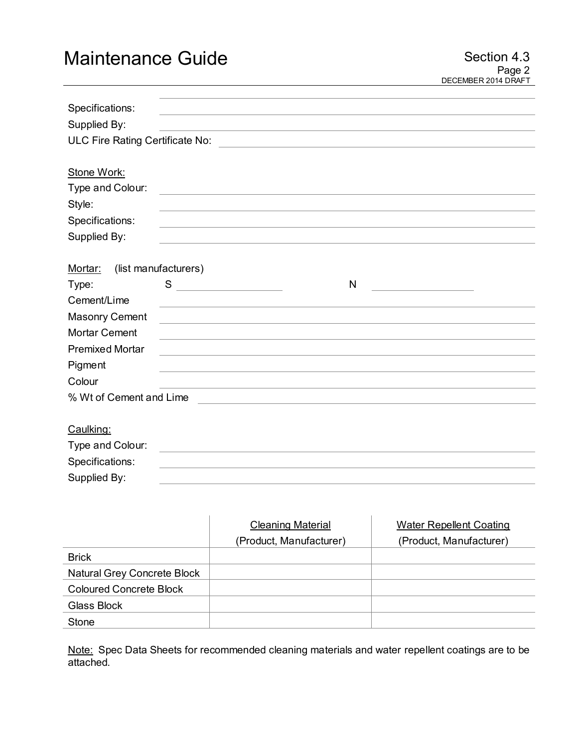Specifications: ______________________________

Supplied By: ______________________________

ULC Fire Rating Certificate No: ______________________________

Stone Work:

Type and Colour: ______________________________

Style: ______________________________

Specifications: ______________________________

Supplied By: ______________________________

Mortar: (list manufacturers)

Type: S ______________ N ______________

Cement/Lime ______________________________

Masonry Cement ______________________________

Mortar Cement ______________________________

Premixed Mortar ______________________________

Pigment ______________________________

Colour ______________________________

% Wt of Cement and Lime ______________________________

Caulking:

Type and Colour: ______________________________

Specifications: ______________________________

Supplied By: ______________________________

| | Cleaning Material (Product, Manufacturer) | Water Repellent Coating (Product, Manufacturer) |
|---|---|---|
| Brick | | |
| Natural Grey Concrete Block | | |
| Coloured Concrete Block | | |
| Glass Block | | |
| Stone | | |

Note: Spec Data Sheets for recommended cleaning materials and water repellent coatings are to be attached.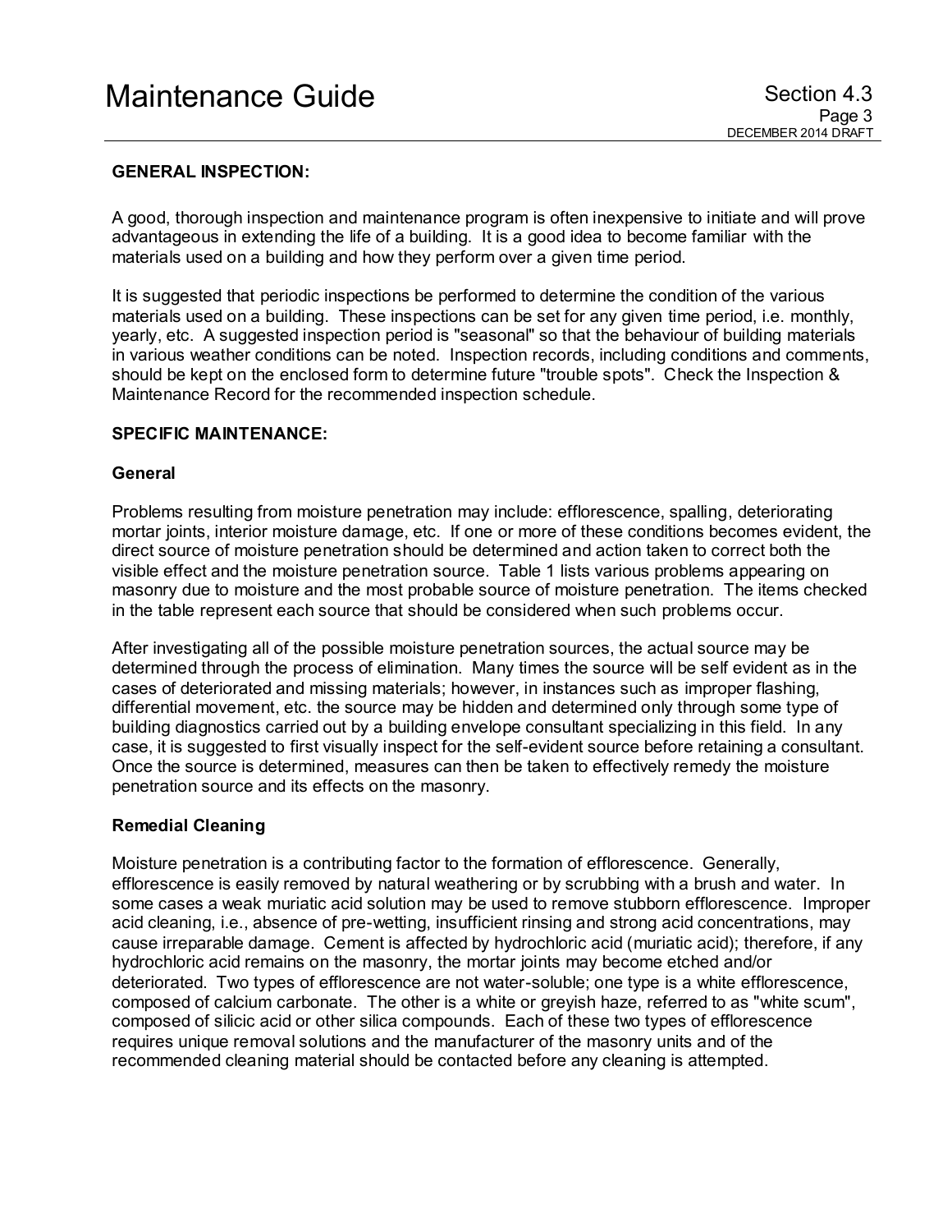## GENERAL INSPECTION:

A good, thorough inspection and maintenance program is often inexpensive to initiate and will prove advantageous in extending the life of a building. It is a good idea to become familiar with the materials used on a building and how they perform over a given time period.

It is suggested that periodic inspections be performed to determine the condition of the various materials used on a building. These inspections can be set for any given time period, i.e. monthly, yearly, etc. A suggested inspection period is "seasonal" so that the behaviour of building materials in various weather conditions can be noted. Inspection records, including conditions and comments, should be kept on the enclosed form to determine future "trouble spots". Check the Inspection & Maintenance Record for the recommended inspection schedule.

## SPECIFIC MAINTENANCE:

### General

Problems resulting from moisture penetration may include: efflorescence, spalling, deteriorating mortar joints, interior moisture damage, etc. If one or more of these conditions becomes evident, the direct source of moisture penetration should be determined and action taken to correct both the visible effect and the moisture penetration source. Table 1 lists various problems appearing on masonry due to moisture and the most probable source of moisture penetration. The items checked in the table represent each source that should be considered when such problems occur.

After investigating all of the possible moisture penetration sources, the actual source may be determined through the process of elimination. Many times the source will be self evident as in the cases of deteriorated and missing materials; however, in instances such as improper flashing, differential movement, etc. the source may be hidden and determined only through some type of building diagnostics carried out by a building envelope consultant specializing in this field. In any case, it is suggested to first visually inspect for the self-evident source before retaining a consultant. Once the source is determined, measures can then be taken to effectively remedy the moisture penetration source and its effects on the masonry.

### Remedial Cleaning

Moisture penetration is a contributing factor to the formation of efflorescence. Generally, efflorescence is easily removed by natural weathering or by scrubbing with a brush and water. In some cases a weak muriatic acid solution may be used to remove stubborn efflorescence. Improper acid cleaning, i.e., absence of pre-wetting, insufficient rinsing and strong acid concentrations, may cause irreparable damage. Cement is affected by hydrochloric acid (muriatic acid); therefore, if any hydrochloric acid remains on the masonry, the mortar joints may become etched and/or deteriorated. Two types of efflorescence are not water-soluble; one type is a white efflorescence, composed of calcium carbonate. The other is a white or greyish haze, referred to as "white scum", composed of silicic acid or other silica compounds. Each of these two types of efflorescence requires unique removal solutions and the manufacturer of the masonry units and of the recommended cleaning material should be contacted before any cleaning is attempted.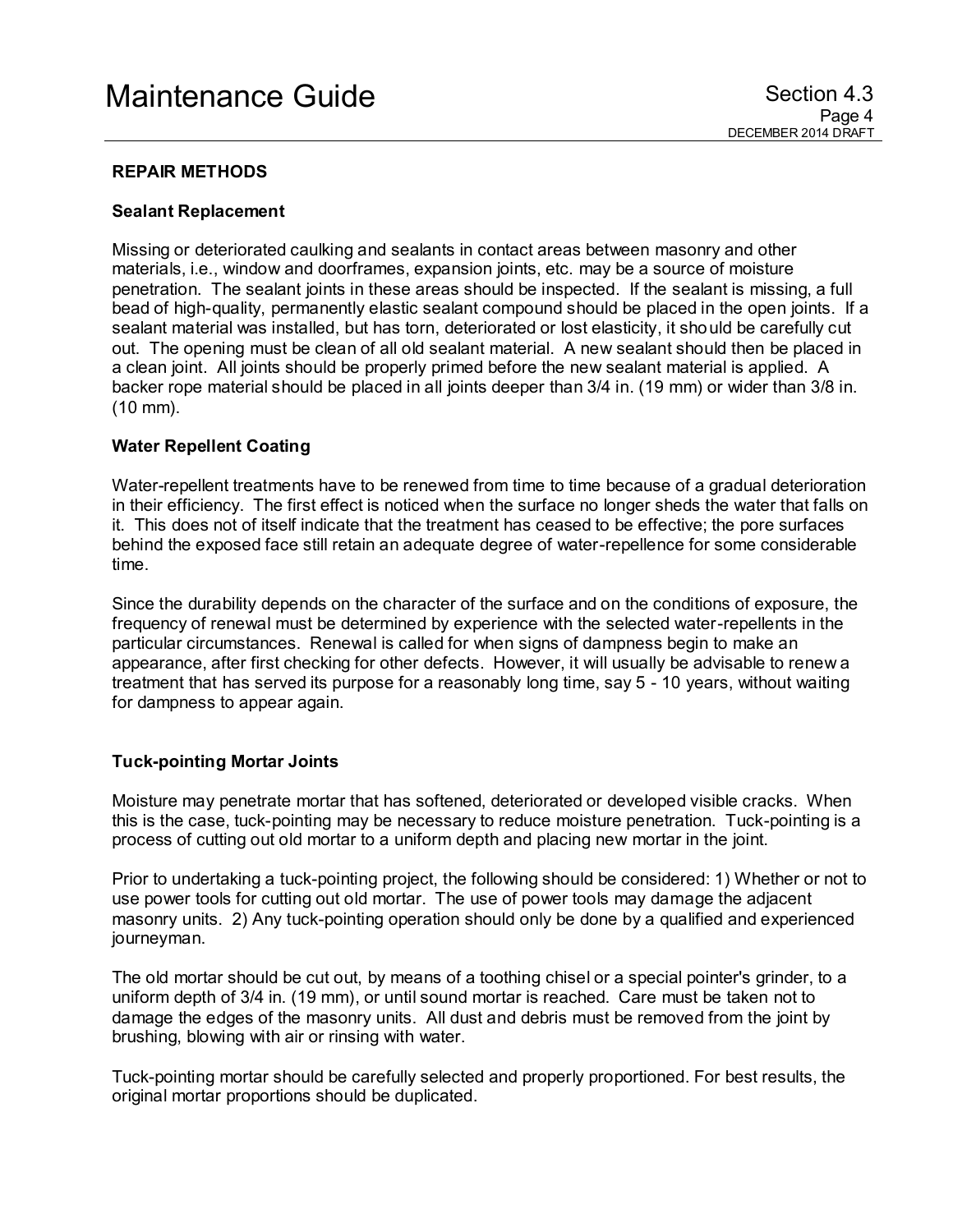## REPAIR METHODS

### Sealant Replacement

Missing or deteriorated caulking and sealants in contact areas between masonry and other materials, i.e., window and doorframes, expansion joints, etc. may be a source of moisture penetration. The sealant joints in these areas should be inspected. If the sealant is missing, a full bead of high-quality, permanently elastic sealant compound should be placed in the open joints. If a sealant material was installed, but has torn, deteriorated or lost elasticity, it should be carefully cut out. The opening must be clean of all old sealant material. A new sealant should then be placed in a clean joint. All joints should be properly primed before the new sealant material is applied. A backer rope material should be placed in all joints deeper than 3/4 in. (19 mm) or wider than 3/8 in. (10 mm).

### Water Repellent Coating

Water-repellent treatments have to be renewed from time to time because of a gradual deterioration in their efficiency. The first effect is noticed when the surface no longer sheds the water that falls on it. This does not of itself indicate that the treatment has ceased to be effective; the pore surfaces behind the exposed face still retain an adequate degree of water-repellence for some considerable time.

Since the durability depends on the character of the surface and on the conditions of exposure, the frequency of renewal must be determined by experience with the selected water-repellents in the particular circumstances. Renewal is called for when signs of dampness begin to make an appearance, after first checking for other defects. However, it will usually be advisable to renew a treatment that has served its purpose for a reasonably long time, say 5 - 10 years, without waiting for dampness to appear again.

### Tuck-pointing Mortar Joints

Moisture may penetrate mortar that has softened, deteriorated or developed visible cracks. When this is the case, tuck-pointing may be necessary to reduce moisture penetration. Tuck-pointing is a process of cutting out old mortar to a uniform depth and placing new mortar in the joint.

Prior to undertaking a tuck-pointing project, the following should be considered: 1) Whether or not to use power tools for cutting out old mortar. The use of power tools may damage the adjacent masonry units. 2) Any tuck-pointing operation should only be done by a qualified and experienced journeyman.

The old mortar should be cut out, by means of a toothing chisel or a special pointer's grinder, to a uniform depth of 3/4 in. (19 mm), or until sound mortar is reached. Care must be taken not to damage the edges of the masonry units. All dust and debris must be removed from the joint by brushing, blowing with air or rinsing with water.

Tuck-pointing mortar should be carefully selected and properly proportioned. For best results, the original mortar proportions should be duplicated.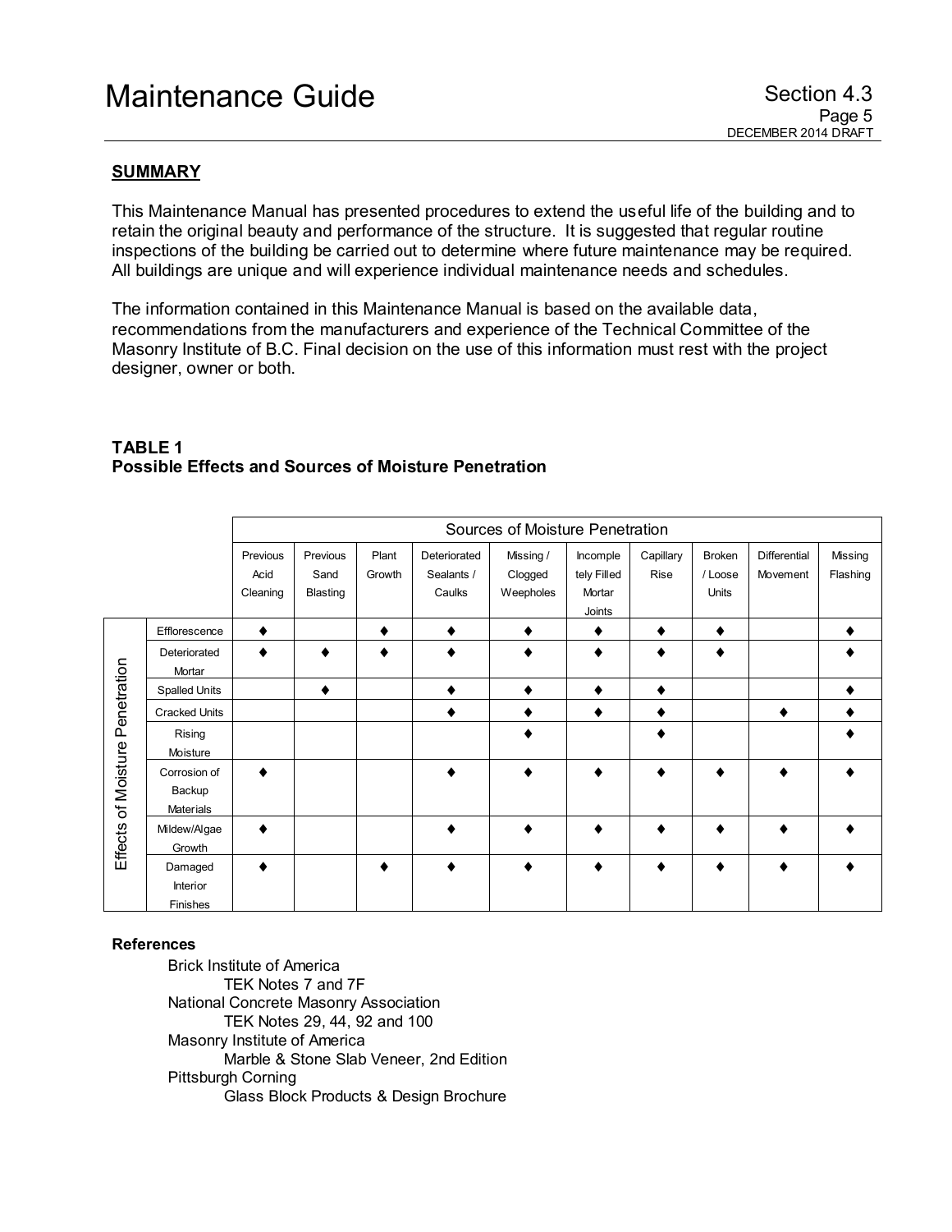## SUMMARY

This Maintenance Manual has presented procedures to extend the useful life of the building and to retain the original beauty and performance of the structure. It is suggested that regular routine inspections of the building be carried out to determine where future maintenance may be required. All buildings are unique and will experience individual maintenance needs and schedules.

The information contained in this Maintenance Manual is based on the available data, recommendations from the manufacturers and experience of the Technical Committee of the Masonry Institute of B.C. Final decision on the use of this information must rest with the project designer, owner or both.

### TABLE 1
### Possible Effects and Sources of Moisture Penetration

| Effects of Moisture Penetration | Sources of Moisture Penetration | | | | | | | | | |
|---|---|---|---|---|---|---|---|---|---|---|
| | Previous Acid Cleaning | Previous Sand Blasting | Plant Growth | Deteriorated Sealants / Caulks | Missing / Clogged Weepholes | Incompletely Filled Mortar Joints | Capillary Rise | Broken / Loose Units | Differential Movement | Missing Flashing |
| Efflorescence | ♦ | | ♦ | ♦ | ♦ | ♦ | ♦ | ♦ | | ♦ |
| Deteriorated Mortar | ♦ | ♦ | ♦ | ♦ | ♦ | ♦ | ♦ | ♦ | | ♦ |
| Spalled Units | | ♦ | | ♦ | ♦ | ♦ | ♦ | | | ♦ |
| Cracked Units | | | | ♦ | ♦ | ♦ | ♦ | | ♦ | ♦ |
| Rising Moisture | | | | | ♦ | | ♦ | | | ♦ |
| Corrosion of Backup Materials | ♦ | | | ♦ | ♦ | ♦ | ♦ | ♦ | ♦ | ♦ |
| Mildew/Algae Growth | ♦ | | | ♦ | ♦ | ♦ | ♦ | ♦ | ♦ | ♦ |
| Damaged Interior Finishes | ♦ | | ♦ | ♦ | ♦ | ♦ | ♦ | ♦ | ♦ | ♦ |

**References**

- Brick Institute of America
  - TEK Notes 7 and 7F
- National Concrete Masonry Association
  - TEK Notes 29, 44, 92 and 100
- Masonry Institute of America
  - Marble & Stone Slab Veneer, 2nd Edition
- Pittsburgh Corning
  - Glass Block Products & Design Brochure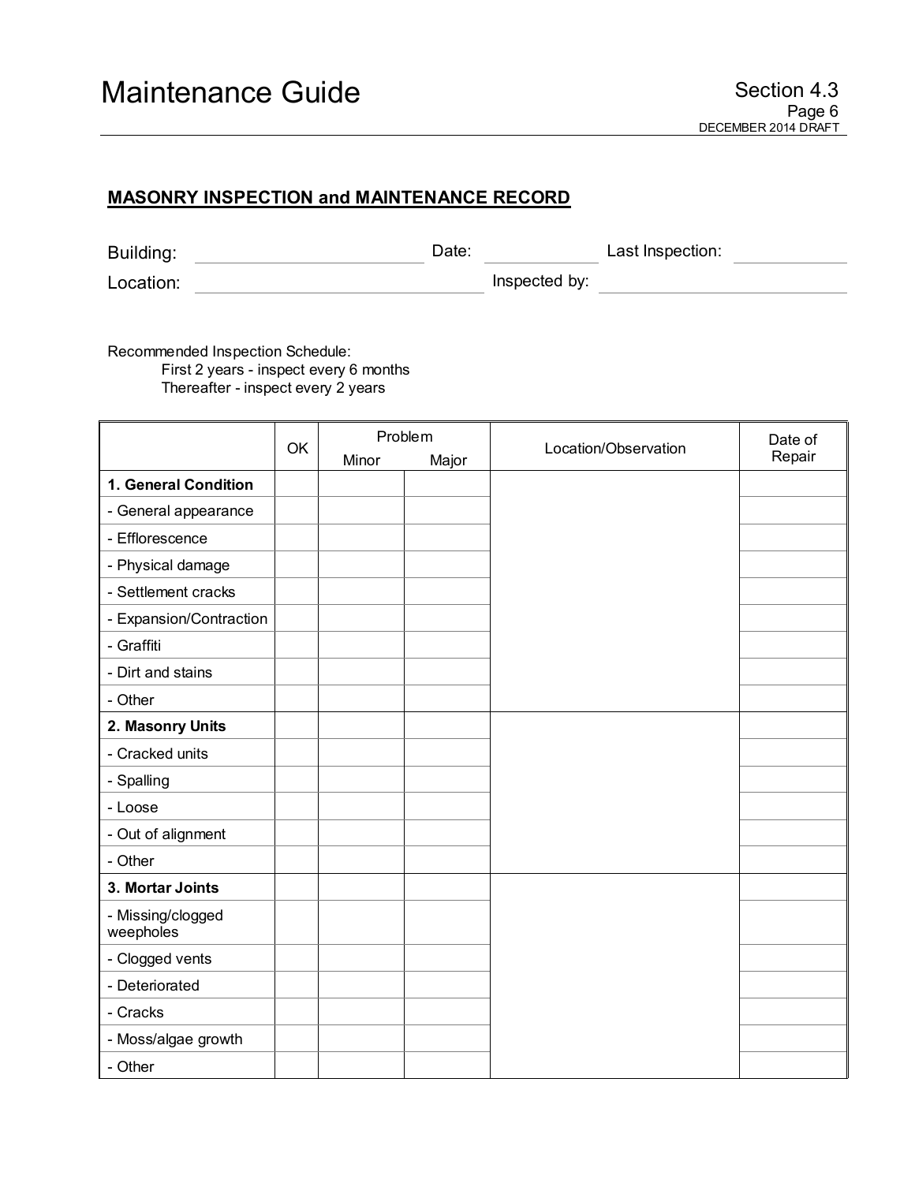## MASONRY INSPECTION and MAINTENANCE RECORD

Building: ____________________ Date: __________ Last Inspection: __________

Location: ____________________ Inspected by: ____________________

Recommended Inspection Schedule:
- First 2 years - inspect every 6 months
- Thereafter - inspect every 2 years

| | OK | Problem | | Location/Observation | Date of Repair |
|---|---|---|---|---|---|
| | | Minor | Major | | |
| **1. General Condition** | | | | | |
| - General appearance | | | | | |
| - Efflorescence | | | | | |
| - Physical damage | | | | | |
| - Settlement cracks | | | | | |
| - Expansion/Contraction | | | | | |
| - Graffiti | | | | | |
| - Dirt and stains | | | | | |
| - Other | | | | | |
| **2. Masonry Units** | | | | | |
| - Cracked units | | | | | |
| - Spalling | | | | | |
| - Loose | | | | | |
| - Out of alignment | | | | | |
| - Other | | | | | |
| **3. Mortar Joints** | | | | | |
| - Missing/clogged weepholes | | | | | |
| - Clogged vents | | | | | |
| - Deteriorated | | | | | |
| - Cracks | | | | | |
| - Moss/algae growth | | | | | |
| - Other | | | | | |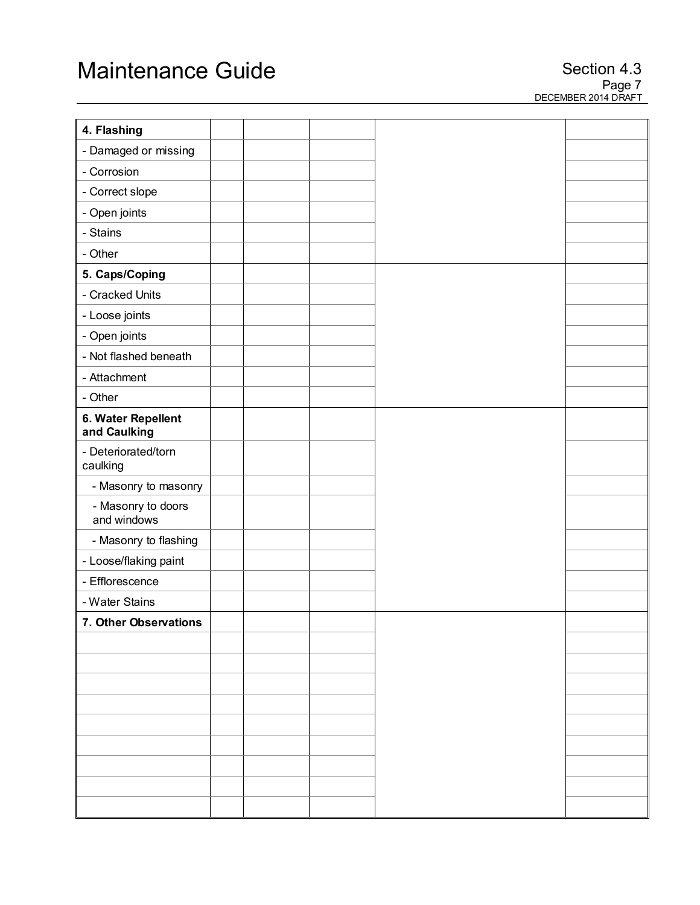| | | | | | |
|---|---|---|---|---|---|
| **4. Flashing** | | | | | |
| - Damaged or missing | | | | | |
| - Corrosion | | | | | |
| - Correct slope | | | | | |
| - Open joints | | | | | |
| - Stains | | | | | |
| - Other | | | | | |
| **5. Caps/Coping** | | | | | |
| - Cracked Units | | | | | |
| - Loose joints | | | | | |
| - Open joints | | | | | |
| - Not flashed beneath | | | | | |
| - Attachment | | | | | |
| - Other | | | | | |
| **6. Water Repellent and Caulking** | | | | | |
| - Deteriorated/torn caulking | | | | | |
| - Masonry to masonry | | | | | |
| - Masonry to doors and windows | | | | | |
| - Masonry to flashing | | | | | |
| - Loose/flaking paint | | | | | |
| - Efflorescence | | | | | |
| - Water Stains | | | | | |
| **7. Other Observations** | | | | | |
| | | | | | |
| | | | | | |
| | | | | | |
| | | | | | |
| | | | | | |
| | | | | | |
| | | | | | |
| | | | | | |
| | | | | | |